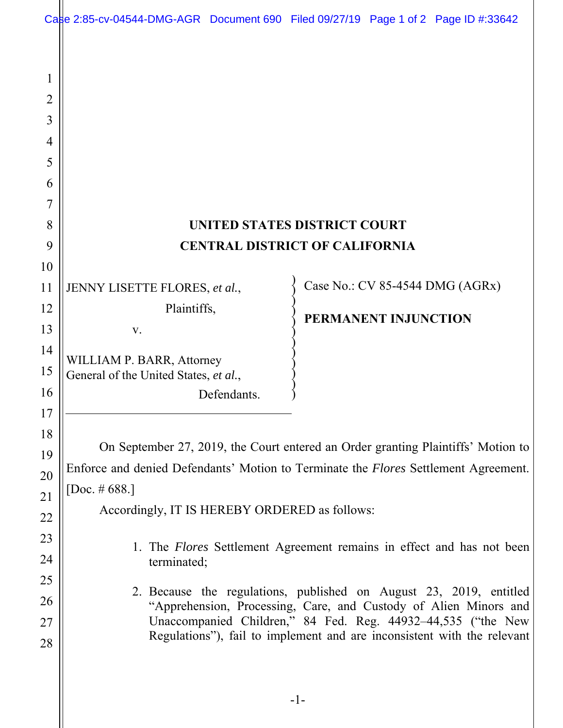UNITED STATES DISTRICT COURT

CENTRAL DISTRICT OF CALIFORNIA

JENNY LISETTE FLORES, *et al.*,

Plaintiffs,

v.

WILLIAM P. BARR, Attorney General of the United States, *et al.*,

Defendants.

Case No.: CV 85-4544 DMG (AGRx)

**PERMANENT INJUNCTION**

On September 27, 2019, the Court entered an Order granting Plaintiffs' Motion to Enforce and denied Defendants' Motion to Terminate the *Flores* Settlement Agreement. [Doc. # 688.]

Accordingly, IT IS HEREBY ORDERED as follows:

1. The *Flores* Settlement Agreement remains in effect and has not been terminated;

2. Because the regulations, published on August 23, 2019, entitled "Apprehension, Processing, Care, and Custody of Alien Minors and Unaccompanied Children," 84 Fed. Reg. 44932–44,535 ("the New Regulations"), fail to implement and are inconsistent with the relevant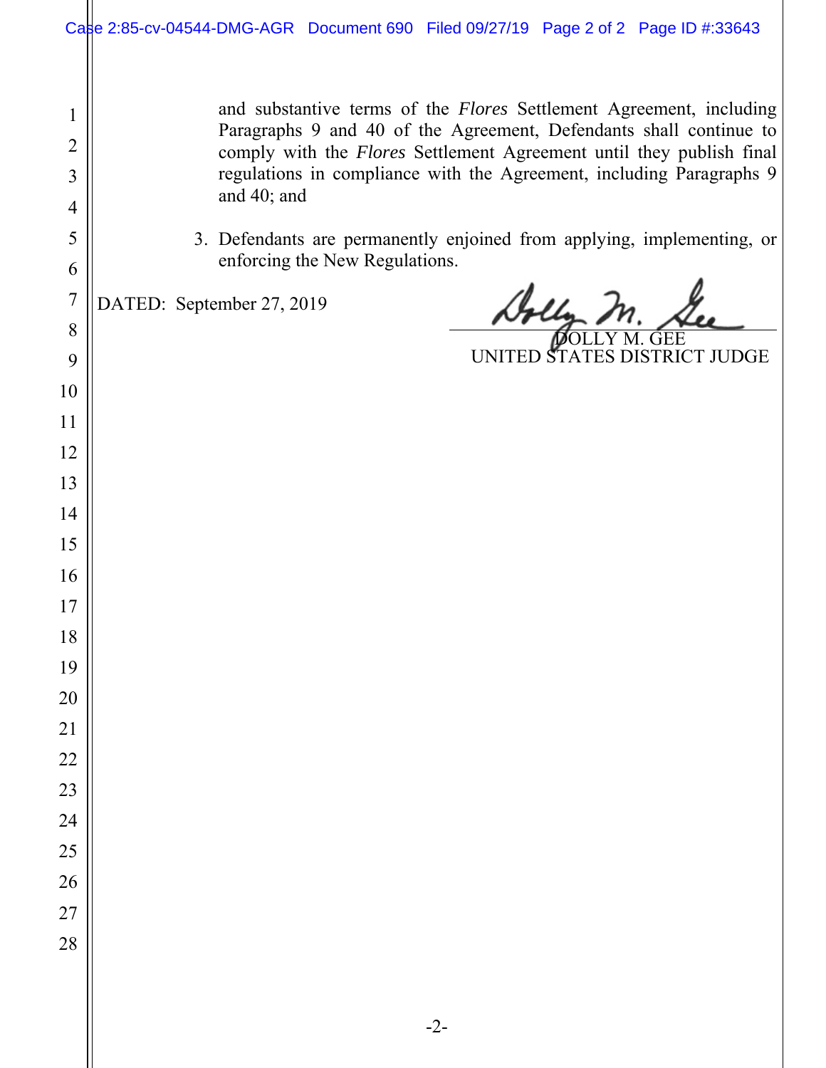and substantive terms of the *Flores* Settlement Agreement, including Paragraphs 9 and 40 of the Agreement, Defendants shall continue to comply with the *Flores* Settlement Agreement until they publish final regulations in compliance with the Agreement, including Paragraphs 9 and 40; and

3. Defendants are permanently enjoined from applying, implementing, or enforcing the New Regulations.

DATED: September 27, 2019

DOLLY M. GEE
UNITED STATES DISTRICT JUDGE